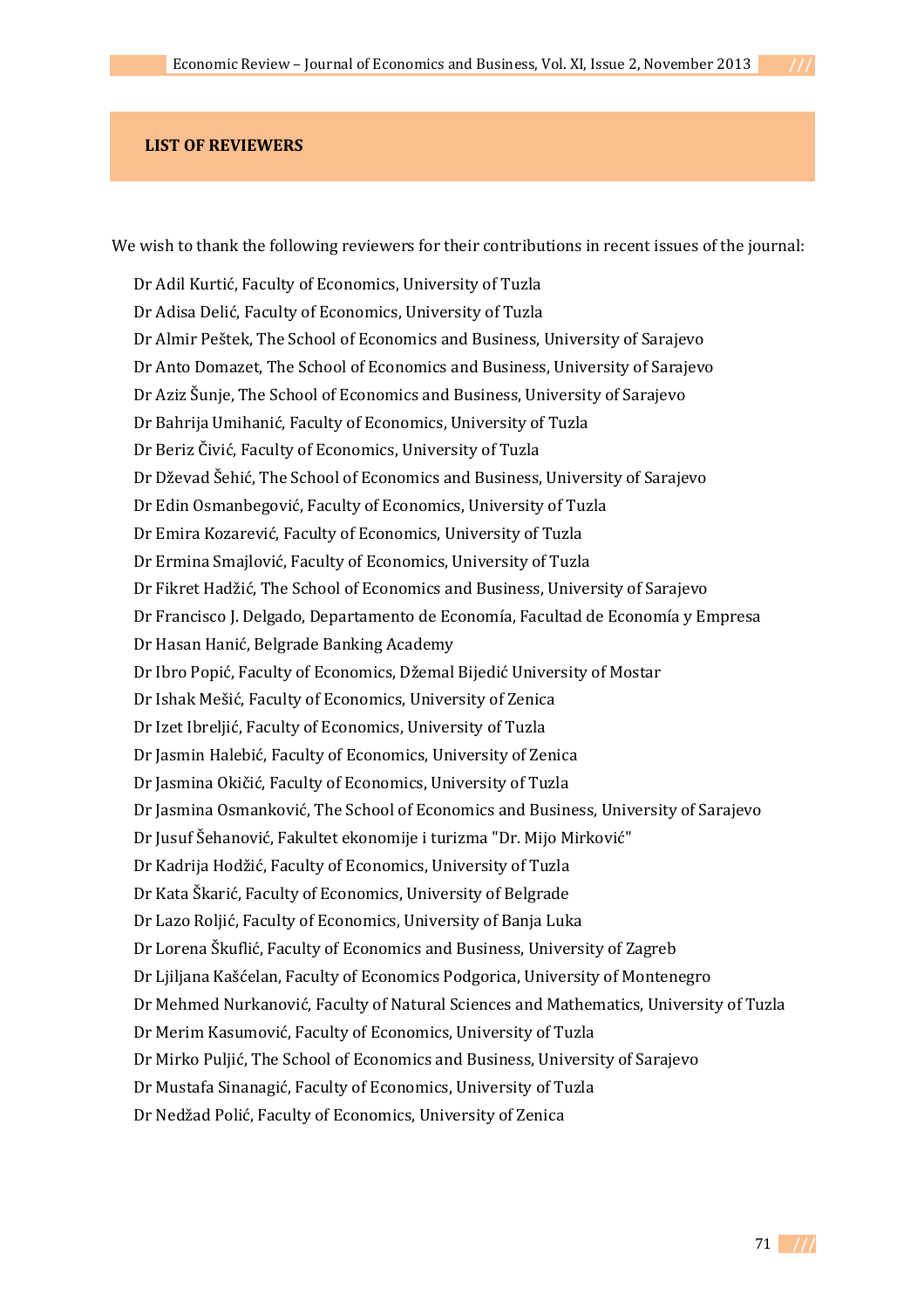# LIST OF REVIEWERS

We wish to thank the following reviewers for their contributions in recent issues of the journal:

Dr Adil Kurtić, Faculty of Economics, University of Tuzla
Dr Adisa Delić, Faculty of Economics, University of Tuzla
Dr Almir Peštek, The School of Economics and Business, University of Sarajevo
Dr Anto Domazet, The School of Economics and Business, University of Sarajevo
Dr Aziz Šunje, The School of Economics and Business, University of Sarajevo
Dr Bahrija Umihanić, Faculty of Economics, University of Tuzla
Dr Beriz Čivić, Faculty of Economics, University of Tuzla
Dr Dževad Šehić, The School of Economics and Business, University of Sarajevo
Dr Edin Osmanbegović, Faculty of Economics, University of Tuzla
Dr Emira Kozarević, Faculty of Economics, University of Tuzla
Dr Ermina Smajlović, Faculty of Economics, University of Tuzla
Dr Fikret Hadžić, The School of Economics and Business, University of Sarajevo
Dr Francisco J. Delgado, Departamento de Economía, Facultad de Economía y Empresa
Dr Hasan Hanić, Belgrade Banking Academy
Dr Ibro Popić, Faculty of Economics, Džemal Bijedić University of Mostar
Dr Ishak Mešić, Faculty of Economics, University of Zenica
Dr Izet Ibreljić, Faculty of Economics, University of Tuzla
Dr Jasmin Halebić, Faculty of Economics, University of Zenica
Dr Jasmina Okičić, Faculty of Economics, University of Tuzla
Dr Jasmina Osmanković, The School of Economics and Business, University of Sarajevo
Dr Jusuf Šehanović, Fakultet ekonomije i turizma "Dr. Mijo Mirković"
Dr Kadrija Hodžić, Faculty of Economics, University of Tuzla
Dr Kata Škarić, Faculty of Economics, University of Belgrade
Dr Lazo Roljić, Faculty of Economics, University of Banja Luka
Dr Lorena Škuflić, Faculty of Economics and Business, University of Zagreb
Dr Ljiljana Kašćelan, Faculty of Economics Podgorica, University of Montenegro
Dr Mehmed Nurkanović, Faculty of Natural Sciences and Mathematics, University of Tuzla
Dr Merim Kasumović, Faculty of Economics, University of Tuzla
Dr Mirko Puljić, The School of Economics and Business, University of Sarajevo
Dr Mustafa Sinanagić, Faculty of Economics, University of Tuzla
Dr Nedžad Polić, Faculty of Economics, University of Zenica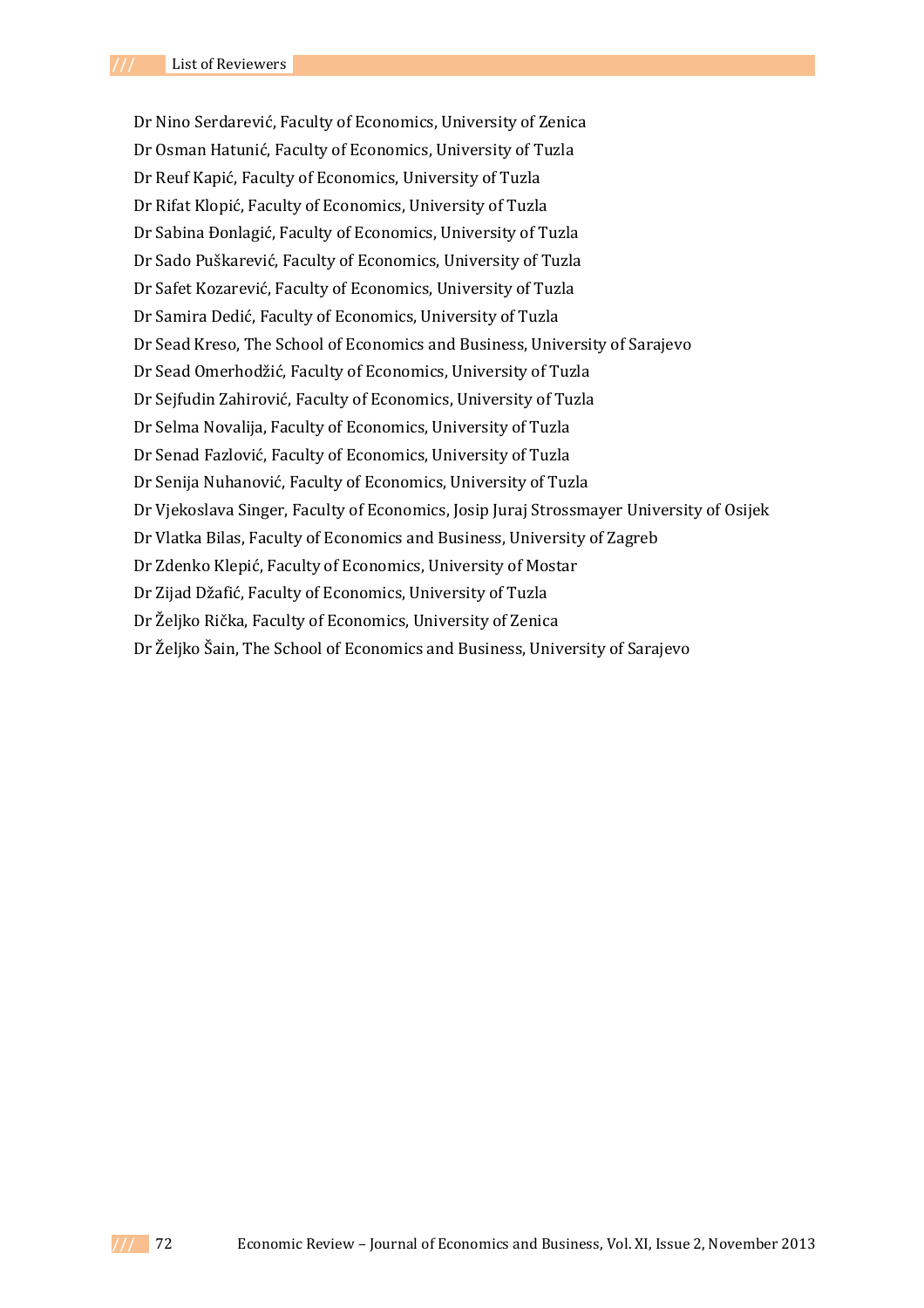Dr Nino Serdarević, Faculty of Economics, University of Zenica

Dr Osman Hatunić, Faculty of Economics, University of Tuzla

Dr Reuf Kapić, Faculty of Economics, University of Tuzla

Dr Rifat Klopić, Faculty of Economics, University of Tuzla

Dr Sabina Đonlagić, Faculty of Economics, University of Tuzla

Dr Sado Puškarević, Faculty of Economics, University of Tuzla

Dr Safet Kozarević, Faculty of Economics, University of Tuzla

Dr Samira Dedić, Faculty of Economics, University of Tuzla

Dr Sead Kreso, The School of Economics and Business, University of Sarajevo

Dr Sead Omerhodžić, Faculty of Economics, University of Tuzla

Dr Sejfudin Zahirović, Faculty of Economics, University of Tuzla

Dr Selma Novalija, Faculty of Economics, University of Tuzla

Dr Senad Fazlović, Faculty of Economics, University of Tuzla

Dr Senija Nuhanović, Faculty of Economics, University of Tuzla

Dr Vjekoslava Singer, Faculty of Economics, Josip Juraj Strossmayer University of Osijek

Dr Vlatka Bilas, Faculty of Economics and Business, University of Zagreb

Dr Zdenko Klepić, Faculty of Economics, University of Mostar

Dr Zijad Džafić, Faculty of Economics, University of Tuzla

Dr Željko Rička, Faculty of Economics, University of Zenica

Dr Željko Šain, The School of Economics and Business, University of Sarajevo